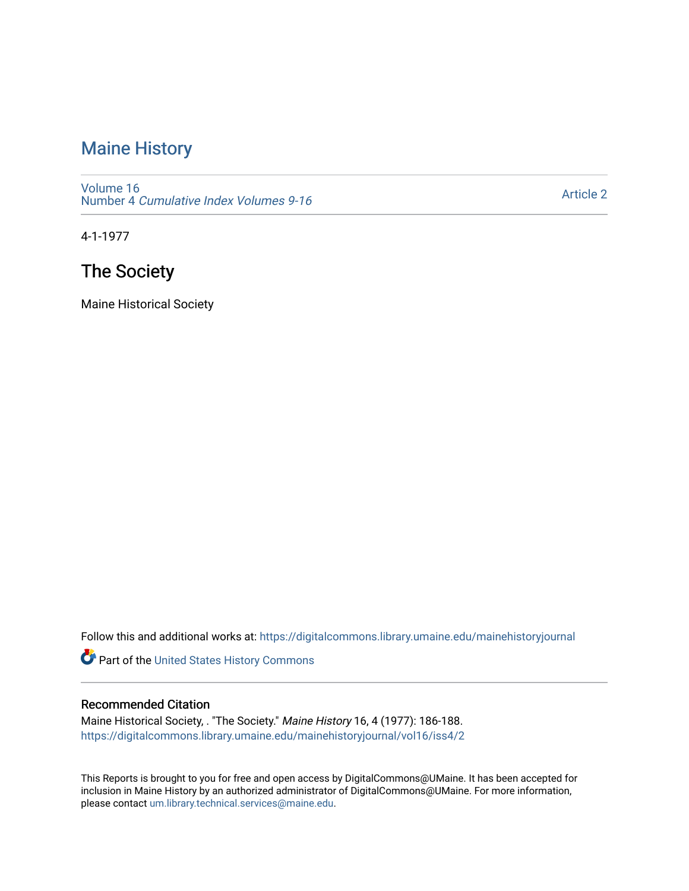# Maine History

Volume 16
Number 4 *Cumulative Index Volumes 9-16*

Article 2

4-1-1977

## The Society

Maine Historical Society

Follow this and additional works at: https://digitalcommons.library.umaine.edu/mainehistoryjournal

Part of the United States History Commons

### Recommended Citation

Maine Historical Society, . "The Society." *Maine History* 16, 4 (1977): 186-188.
https://digitalcommons.library.umaine.edu/mainehistoryjournal/vol16/iss4/2

This Reports is brought to you for free and open access by DigitalCommons@UMaine. It has been accepted for inclusion in Maine History by an authorized administrator of DigitalCommons@UMaine. For more information, please contact um.library.technical.services@maine.edu.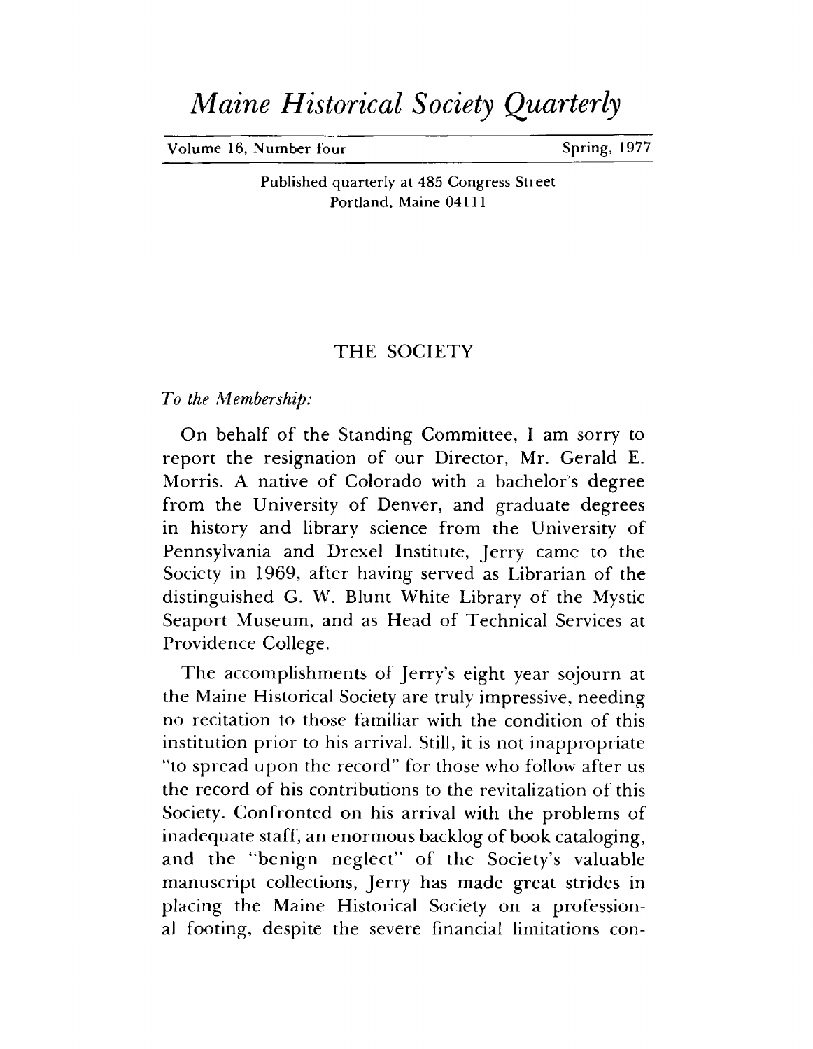# *Maine Historical Society Quarterly*

Volume 16, Number four — Spring, 1977

Published quarterly at 485 Congress Street
Portland, Maine 04111

## THE SOCIETY

*To the Membership:*

On behalf of the Standing Committee, I am sorry to report the resignation of our Director, Mr. Gerald E. Morris. A native of Colorado with a bachelor's degree from the University of Denver, and graduate degrees in history and library science from the University of Pennsylvania and Drexel Institute, Jerry came to the Society in 1969, after having served as Librarian of the distinguished G. W. Blunt White Library of the Mystic Seaport Museum, and as Head of Technical Services at Providence College.

The accomplishments of Jerry's eight year sojourn at the Maine Historical Society are truly impressive, needing no recitation to those familiar with the condition of this institution prior to his arrival. Still, it is not inappropriate "to spread upon the record" for those who follow after us the record of his contributions to the revitalization of this Society. Confronted on his arrival with the problems of inadequate staff, an enormous backlog of book cataloging, and the "benign neglect" of the Society's valuable manuscript collections, Jerry has made great strides in placing the Maine Historical Society on a professional footing, despite the severe financial limitations con-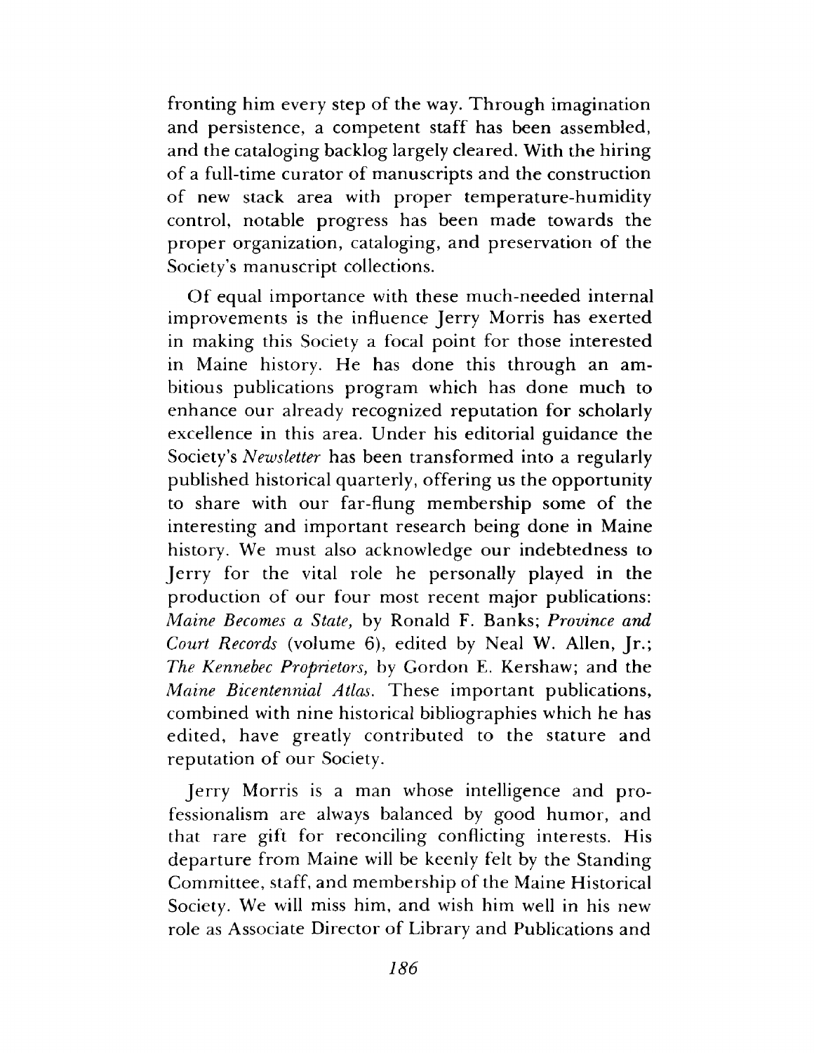fronting him every step of the way. Through imagination and persistence, a competent staff has been assembled, and the cataloging backlog largely cleared. With the hiring of a full-time curator of manuscripts and the construction of new stack area with proper temperature-humidity control, notable progress has been made towards the proper organization, cataloging, and preservation of the Society's manuscript collections.

Of equal importance with these much-needed internal improvements is the influence Jerry Morris has exerted in making this Society a focal point for those interested in Maine history. He has done this through an ambitious publications program which has done much to enhance our already recognized reputation for scholarly excellence in this area. Under his editorial guidance the Society's *Newsletter* has been transformed into a regularly published historical quarterly, offering us the opportunity to share with our far-flung membership some of the interesting and important research being done in Maine history. We must also acknowledge our indebtedness to Jerry for the vital role he personally played in the production of our four most recent major publications: *Maine Becomes a State,* by Ronald F. Banks; *Province and Court Records* (volume 6), edited by Neal W. Allen, Jr.; *The Kennebec Proprietors,* by Gordon E. Kershaw; and the *Maine Bicentennial Atlas.* These important publications, combined with nine historical bibliographies which he has edited, have greatly contributed to the stature and reputation of our Society.

Jerry Morris is a man whose intelligence and professionalism are always balanced by good humor, and that rare gift for reconciling conflicting interests. His departure from Maine will be keenly felt by the Standing Committee, staff, and membership of the Maine Historical Society. We will miss him, and wish him well in his new role as Associate Director of Library and Publications and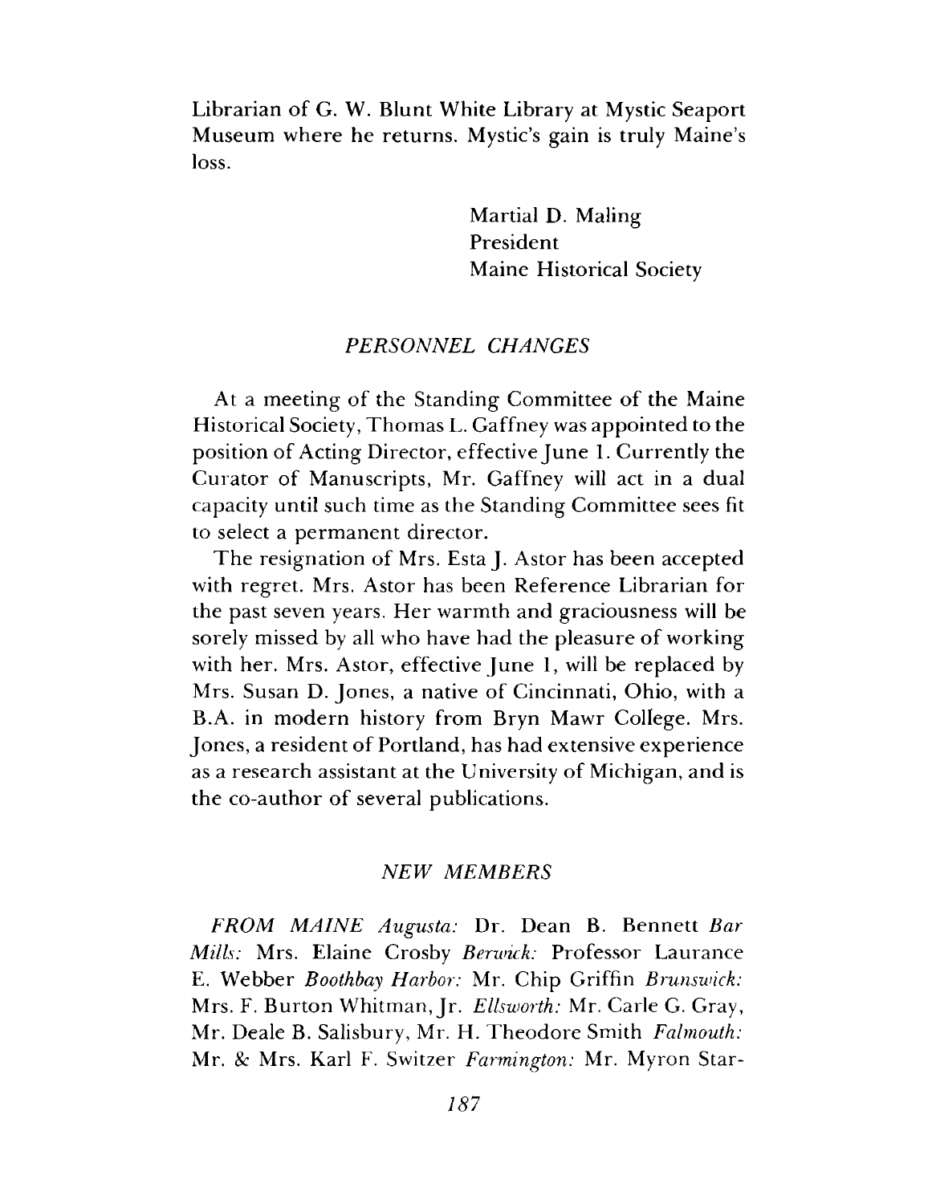Librarian of G. W. Blunt White Library at Mystic Seaport Museum where he returns. Mystic's gain is truly Maine's loss.

Martial D. Maling
President
Maine Historical Society

## *PERSONNEL CHANGES*

At a meeting of the Standing Committee of the Maine Historical Society, Thomas L. Gaffney was appointed to the position of Acting Director, effective June 1. Currently the Curator of Manuscripts, Mr. Gaffney will act in a dual capacity until such time as the Standing Committee sees fit to select a permanent director.

The resignation of Mrs. Esta J. Astor has been accepted with regret. Mrs. Astor has been Reference Librarian for the past seven years. Her warmth and graciousness will be sorely missed by all who have had the pleasure of working with her. Mrs. Astor, effective June 1, will be replaced by Mrs. Susan D. Jones, a native of Cincinnati, Ohio, with a B.A. in modern history from Bryn Mawr College. Mrs. Jones, a resident of Portland, has had extensive experience as a research assistant at the University of Michigan, and is the co-author of several publications.

## *NEW MEMBERS*

*FROM MAINE Augusta:* Dr. Dean B. Bennett *Bar Mills:* Mrs. Elaine Crosby *Berwick:* Professor Laurance E. Webber *Boothbay Harbor:* Mr. Chip Griffin *Brunswick:* Mrs. F. Burton Whitman, Jr. *Ellsworth:* Mr. Carle G. Gray, Mr. Deale B. Salisbury, Mr. H. Theodore Smith *Falmouth:* Mr. & Mrs. Karl F. Switzer *Farmington:* Mr. Myron Star-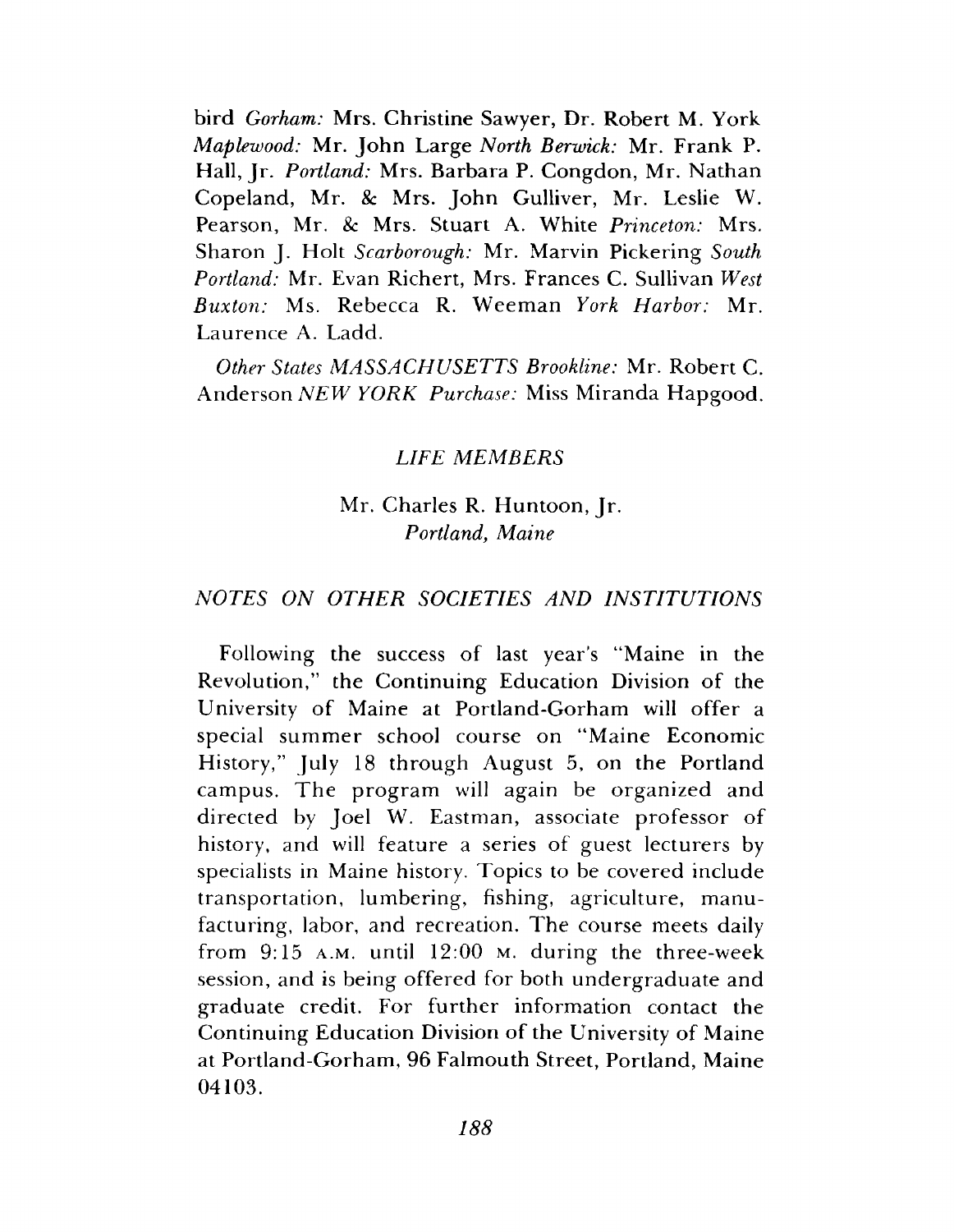bird *Gorham:* Mrs. Christine Sawyer, Dr. Robert M. York *Maplewood:* Mr. John Large *North Berwick:* Mr. Frank P. Hall, Jr. *Portland:* Mrs. Barbara P. Congdon, Mr. Nathan Copeland, Mr. & Mrs. John Gulliver, Mr. Leslie W. Pearson, Mr. & Mrs. Stuart A. White *Princeton:* Mrs. Sharon J. Holt *Scarborough:* Mr. Marvin Pickering *South Portland:* Mr. Evan Richert, Mrs. Frances C. Sullivan *West Buxton:* Ms. Rebecca R. Weeman *York Harbor:* Mr. Laurence A. Ladd.

*Other States MASSACHUSETTS Brookline:* Mr. Robert C. Anderson *NEW YORK Purchase:* Miss Miranda Hapgood.

## *LIFE MEMBERS*

Mr. Charles R. Huntoon, Jr.
*Portland, Maine*

## *NOTES ON OTHER SOCIETIES AND INSTITUTIONS*

Following the success of last year's "Maine in the Revolution," the Continuing Education Division of the University of Maine at Portland-Gorham will offer a special summer school course on "Maine Economic History," July 18 through August 5, on the Portland campus. The program will again be organized and directed by Joel W. Eastman, associate professor of history, and will feature a series of guest lecturers by specialists in Maine history. Topics to be covered include transportation, lumbering, fishing, agriculture, manufacturing, labor, and recreation. The course meets daily from 9:15 A.M. until 12:00 M. during the three-week session, and is being offered for both undergraduate and graduate credit. For further information contact the Continuing Education Division of the University of Maine at Portland-Gorham, 96 Falmouth Street, Portland, Maine 04103.